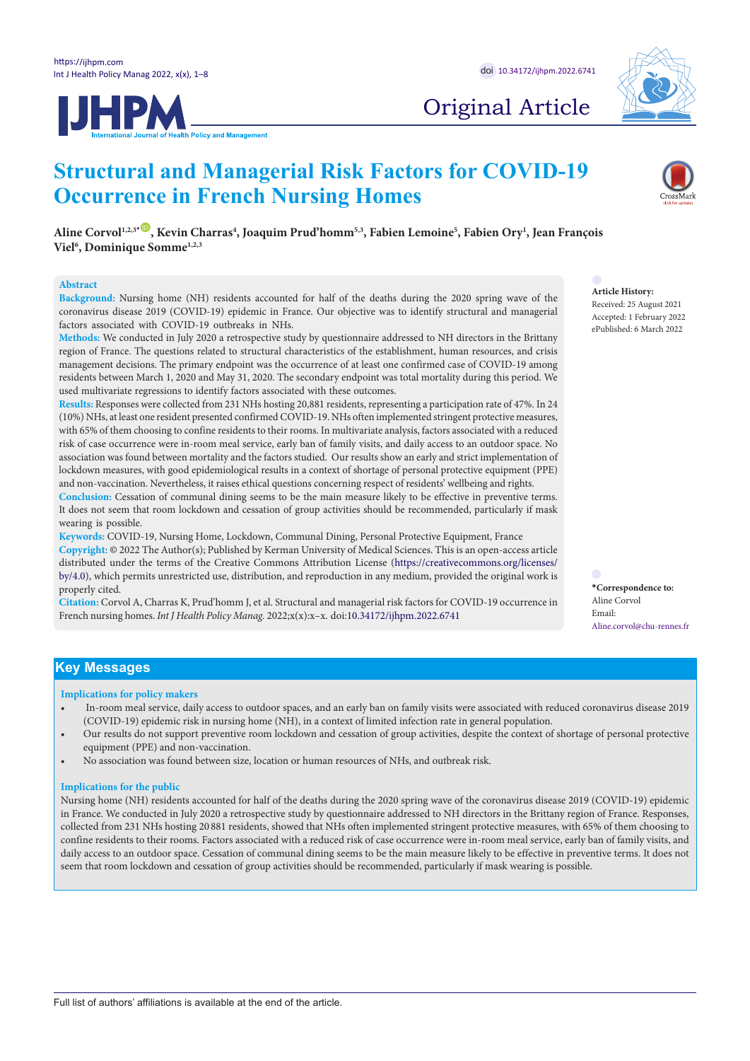Original Article

# Structural and Managerial Risk Factors for COVID-19 Occurrence in French Nursing Homes

**Aline Corvol[1,2,3*], Kevin Charras[4], Joaquim Prud'homm[5,3], Fabien Lemoine[5], Fabien Ory[1], Jean François Viel[6], Dominique Somme[1,2,3]**

## Abstract

**Background:** Nursing home (NH) residents accounted for half of the deaths during the 2020 spring wave of the coronavirus disease 2019 (COVID-19) epidemic in France. Our objective was to identify structural and managerial factors associated with COVID-19 outbreaks in NHs.

**Methods:** We conducted in July 2020 a retrospective study by questionnaire addressed to NH directors in the Brittany region of France. The questions related to structural characteristics of the establishment, human resources, and crisis management decisions. The primary endpoint was the occurrence of at least one confirmed case of COVID-19 among residents between March 1, 2020 and May 31, 2020. The secondary endpoint was total mortality during this period. We used multivariate regressions to identify factors associated with these outcomes.

**Results:** Responses were collected from 231 NHs hosting 20,881 residents, representing a participation rate of 47%. In 24 (10%) NHs, at least one resident presented confirmed COVID-19. NHs often implemented stringent protective measures, with 65% of them choosing to confine residents to their rooms. In multivariate analysis, factors associated with a reduced risk of case occurrence were in-room meal service, early ban of family visits, and daily access to an outdoor space. No association was found between mortality and the factors studied. Our results show an early and strict implementation of lockdown measures, with good epidemiological results in a context of shortage of personal protective equipment (PPE) and non-vaccination. Nevertheless, it raises ethical questions concerning respect of residents' wellbeing and rights.

**Conclusion:** Cessation of communal dining seems to be the main measure likely to be effective in preventive terms. It does not seem that room lockdown and cessation of group activities should be recommended, particularly if mask wearing is possible.

**Keywords:** COVID-19, Nursing Home, Lockdown, Communal Dining, Personal Protective Equipment, France

**Copyright:** © 2022 The Author(s); Published by Kerman University of Medical Sciences. This is an open-access article distributed under the terms of the Creative Commons Attribution License (https://creativecommons.org/licenses/by/4.0), which permits unrestricted use, distribution, and reproduction in any medium, provided the original work is properly cited.

**Citation:** Corvol A, Charras K, Prud'homm J, et al. Structural and managerial risk factors for COVID-19 occurrence in French nursing homes. *Int J Health Policy Manag.* 2022;x(x):x–x. doi:10.34172/ijhpm.2022.6741

**Article History:**
Received: 25 August 2021
Accepted: 1 February 2022
ePublished: 6 March 2022

**\*Correspondence to:**
Aline Corvol
Email: Aline.corvol@chu-rennes.fr

## Key Messages

### Implications for policy makers

- In-room meal service, daily access to outdoor spaces, and an early ban on family visits were associated with reduced coronavirus disease 2019 (COVID-19) epidemic risk in nursing home (NH), in a context of limited infection rate in general population.
- Our results do not support preventive room lockdown and cessation of group activities, despite the context of shortage of personal protective equipment (PPE) and non-vaccination.
- No association was found between size, location or human resources of NHs, and outbreak risk.

### Implications for the public

Nursing home (NH) residents accounted for half of the deaths during the 2020 spring wave of the coronavirus disease 2019 (COVID-19) epidemic in France. We conducted in July 2020 a retrospective study by questionnaire addressed to NH directors in the Brittany region of France. Responses, collected from 231 NHs hosting 20 881 residents, showed that NHs often implemented stringent protective measures, with 65% of them choosing to confine residents to their rooms. Factors associated with a reduced risk of case occurrence were in-room meal service, early ban of family visits, and daily access to an outdoor space. Cessation of communal dining seems to be the main measure likely to be effective in preventive terms. It does not seem that room lockdown and cessation of group activities should be recommended, particularly if mask wearing is possible.

Full list of authors' affiliations is available at the end of the article.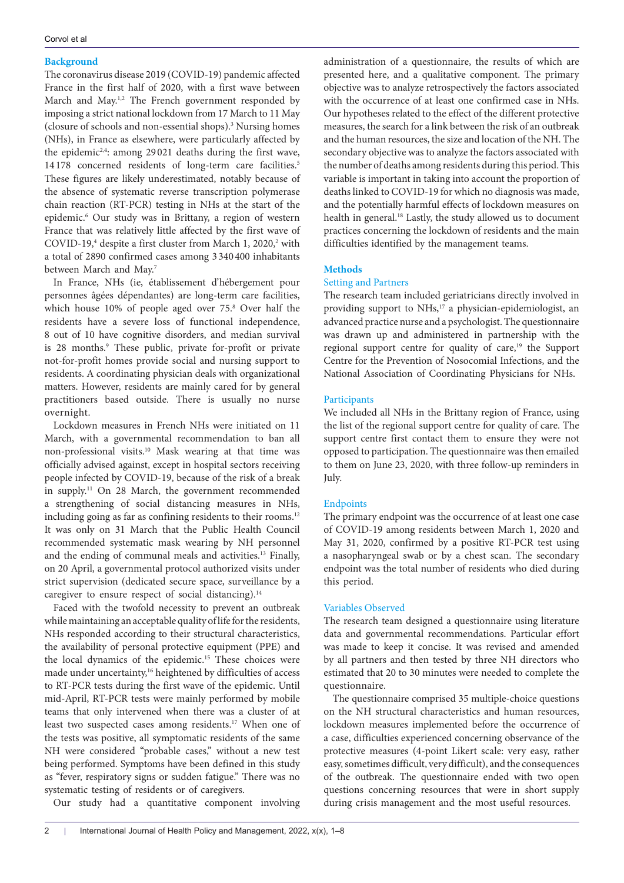## Background

The coronavirus disease 2019 (COVID-19) pandemic affected France in the first half of 2020, with a first wave between March and May.[1,2] The French government responded by imposing a strict national lockdown from 17 March to 11 May (closure of schools and non-essential shops).[3] Nursing homes (NHs), in France as elsewhere, were particularly affected by the epidemic[2,4]: among 29 021 deaths during the first wave, 14 178 concerned residents of long-term care facilities.[5] These figures are likely underestimated, notably because of the absence of systematic reverse transcription polymerase chain reaction (RT-PCR) testing in NHs at the start of the epidemic.[6] Our study was in Brittany, a region of western France that was relatively little affected by the first wave of COVID-19,[4] despite a first cluster from March 1, 2020,[2] with a total of 2890 confirmed cases among 3 340 400 inhabitants between March and May.[7]

In France, NHs (ie, établissement d'hébergement pour personnes âgées dépendantes) are long-term care facilities, which house 10% of people aged over 75.[8] Over half the residents have a severe loss of functional independence, 8 out of 10 have cognitive disorders, and median survival is 28 months.[9] These public, private for-profit or private not-for-profit homes provide social and nursing support to residents. A coordinating physician deals with organizational matters. However, residents are mainly cared for by general practitioners based outside. There is usually no nurse overnight.

Lockdown measures in French NHs were initiated on 11 March, with a governmental recommendation to ban all non-professional visits.[10] Mask wearing at that time was officially advised against, except in hospital sectors receiving people infected by COVID-19, because of the risk of a break in supply.[11] On 28 March, the government recommended a strengthening of social distancing measures in NHs, including going as far as confining residents to their rooms.[12] It was only on 31 March that the Public Health Council recommended systematic mask wearing by NH personnel and the ending of communal meals and activities.[13] Finally, on 20 April, a governmental protocol authorized visits under strict supervision (dedicated secure space, surveillance by a caregiver to ensure respect of social distancing).[14]

Faced with the twofold necessity to prevent an outbreak while maintaining an acceptable quality of life for the residents, NHs responded according to their structural characteristics, the availability of personal protective equipment (PPE) and the local dynamics of the epidemic.[15] These choices were made under uncertainty,[16] heightened by difficulties of access to RT-PCR tests during the first wave of the epidemic. Until mid-April, RT-PCR tests were mainly performed by mobile teams that only intervened when there was a cluster of at least two suspected cases among residents.[17] When one of the tests was positive, all symptomatic residents of the same NH were considered "probable cases," without a new test being performed. Symptoms have been defined in this study as "fever, respiratory signs or sudden fatigue." There was no systematic testing of residents or of caregivers.

Our study had a quantitative component involving administration of a questionnaire, the results of which are presented here, and a qualitative component. The primary objective was to analyze retrospectively the factors associated with the occurrence of at least one confirmed case in NHs. Our hypotheses related to the effect of the different protective measures, the search for a link between the risk of an outbreak and the human resources, the size and location of the NH. The secondary objective was to analyze the factors associated with the number of deaths among residents during this period. This variable is important in taking into account the proportion of deaths linked to COVID-19 for which no diagnosis was made, and the potentially harmful effects of lockdown measures on health in general.[18] Lastly, the study allowed us to document practices concerning the lockdown of residents and the main difficulties identified by the management teams.

## Methods

### Setting and Partners

The research team included geriatricians directly involved in providing support to NHs,[17] a physician-epidemiologist, an advanced practice nurse and a psychologist. The questionnaire was drawn up and administered in partnership with the regional support centre for quality of care,[19] the Support Centre for the Prevention of Nosocomial Infections, and the National Association of Coordinating Physicians for NHs.

### Participants

We included all NHs in the Brittany region of France, using the list of the regional support centre for quality of care. The support centre first contact them to ensure they were not opposed to participation. The questionnaire was then emailed to them on June 23, 2020, with three follow-up reminders in July.

### Endpoints

The primary endpoint was the occurrence of at least one case of COVID-19 among residents between March 1, 2020 and May 31, 2020, confirmed by a positive RT-PCR test using a nasopharyngeal swab or by a chest scan. The secondary endpoint was the total number of residents who died during this period.

### Variables Observed

The research team designed a questionnaire using literature data and governmental recommendations. Particular effort was made to keep it concise. It was revised and amended by all partners and then tested by three NH directors who estimated that 20 to 30 minutes were needed to complete the questionnaire.

The questionnaire comprised 35 multiple-choice questions on the NH structural characteristics and human resources, lockdown measures implemented before the occurrence of a case, difficulties experienced concerning observance of the protective measures (4-point Likert scale: very easy, rather easy, sometimes difficult, very difficult), and the consequences of the outbreak. The questionnaire ended with two open questions concerning resources that were in short supply during crisis management and the most useful resources.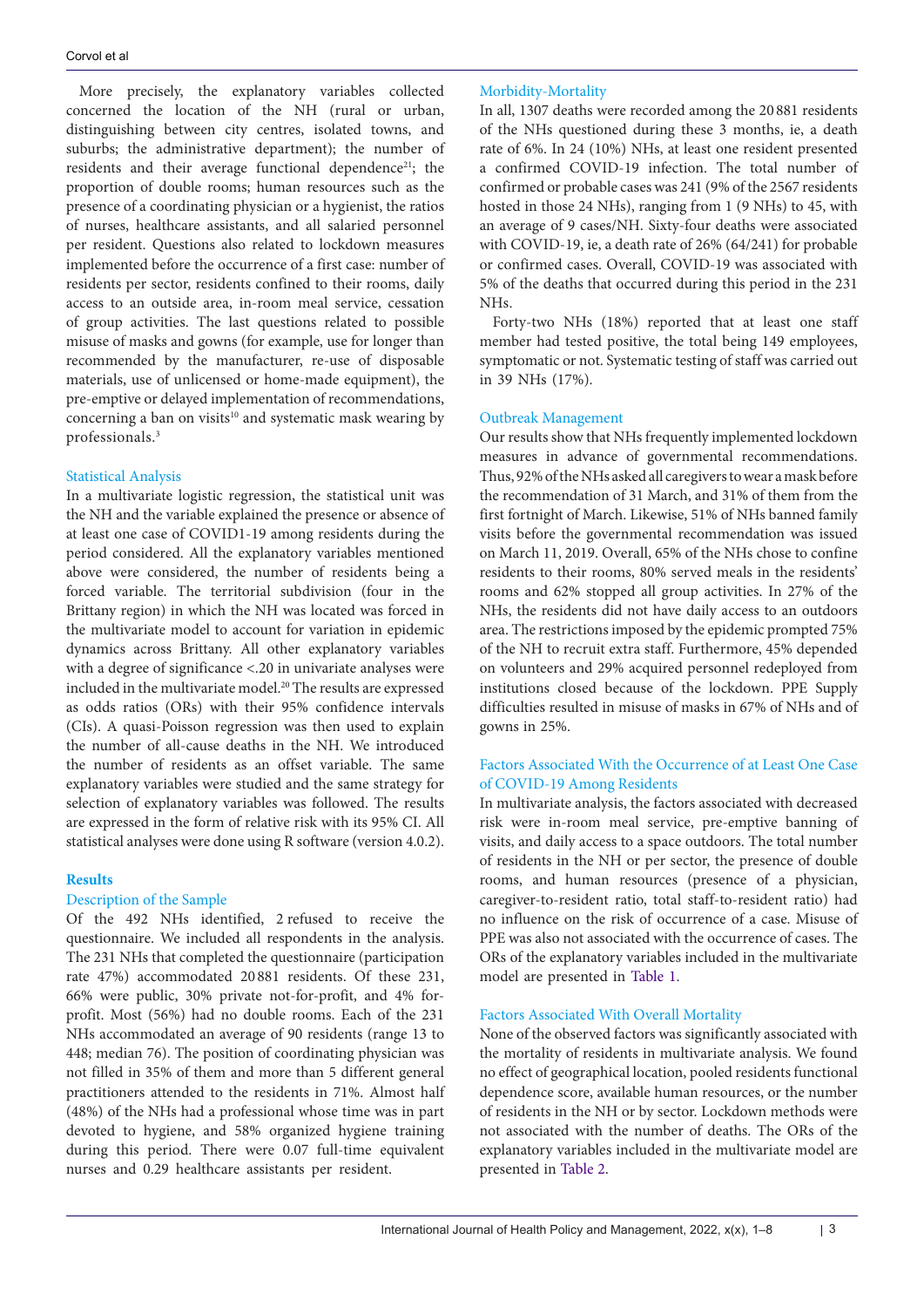More precisely, the explanatory variables collected concerned the location of the NH (rural or urban, distinguishing between city centres, isolated towns, and suburbs; the administrative department); the number of residents and their average functional dependence[21]; the proportion of double rooms; human resources such as the presence of a coordinating physician or a hygienist, the ratios of nurses, healthcare assistants, and all salaried personnel per resident. Questions also related to lockdown measures implemented before the occurrence of a first case: number of residents per sector, residents confined to their rooms, daily access to an outside area, in-room meal service, cessation of group activities. The last questions related to possible misuse of masks and gowns (for example, use for longer than recommended by the manufacturer, re-use of disposable materials, use of unlicensed or home-made equipment), the pre-emptive or delayed implementation of recommendations, concerning a ban on visits[10] and systematic mask wearing by professionals.[3]

### Statistical Analysis

In a multivariate logistic regression, the statistical unit was the NH and the variable explained the presence or absence of at least one case of COVID1-19 among residents during the period considered. All the explanatory variables mentioned above were considered, the number of residents being a forced variable. The territorial subdivision (four in the Brittany region) in which the NH was located was forced in the multivariate model to account for variation in epidemic dynamics across Brittany. All other explanatory variables with a degree of significance <.20 in univariate analyses were included in the multivariate model.[20] The results are expressed as odds ratios (ORs) with their 95% confidence intervals (CIs). A quasi-Poisson regression was then used to explain the number of all-cause deaths in the NH. We introduced the number of residents as an offset variable. The same explanatory variables were studied and the same strategy for selection of explanatory variables was followed. The results are expressed in the form of relative risk with its 95% CI. All statistical analyses were done using R software (version 4.0.2).

## Results

### Description of the Sample

Of the 492 NHs identified, 2 refused to receive the questionnaire. We included all respondents in the analysis. The 231 NHs that completed the questionnaire (participation rate 47%) accommodated 20 881 residents. Of these 231, 66% were public, 30% private not-for-profit, and 4% for-profit. Most (56%) had no double rooms. Each of the 231 NHs accommodated an average of 90 residents (range 13 to 448; median 76). The position of coordinating physician was not filled in 35% of them and more than 5 different general practitioners attended to the residents in 71%. Almost half (48%) of the NHs had a professional whose time was in part devoted to hygiene, and 58% organized hygiene training during this period. There were 0.07 full-time equivalent nurses and 0.29 healthcare assistants per resident.

### Morbidity-Mortality

In all, 1307 deaths were recorded among the 20 881 residents of the NHs questioned during these 3 months, ie, a death rate of 6%. In 24 (10%) NHs, at least one resident presented a confirmed COVID-19 infection. The total number of confirmed or probable cases was 241 (9% of the 2567 residents hosted in those 24 NHs), ranging from 1 (9 NHs) to 45, with an average of 9 cases/NH. Sixty-four deaths were associated with COVID-19, ie, a death rate of 26% (64/241) for probable or confirmed cases. Overall, COVID-19 was associated with 5% of the deaths that occurred during this period in the 231 NHs.

Forty-two NHs (18%) reported that at least one staff member had tested positive, the total being 149 employees, symptomatic or not. Systematic testing of staff was carried out in 39 NHs (17%).

### Outbreak Management

Our results show that NHs frequently implemented lockdown measures in advance of governmental recommendations. Thus, 92% of the NHs asked all caregivers to wear a mask before the recommendation of 31 March, and 31% of them from the first fortnight of March. Likewise, 51% of NHs banned family visits before the governmental recommendation was issued on March 11, 2019. Overall, 65% of the NHs chose to confine residents to their rooms, 80% served meals in the residents' rooms and 62% stopped all group activities. In 27% of the NHs, the residents did not have daily access to an outdoors area. The restrictions imposed by the epidemic prompted 75% of the NH to recruit extra staff. Furthermore, 45% depended on volunteers and 29% acquired personnel redeployed from institutions closed because of the lockdown. PPE Supply difficulties resulted in misuse of masks in 67% of NHs and of gowns in 25%.

### Factors Associated With the Occurrence of at Least One Case of COVID-19 Among Residents

In multivariate analysis, the factors associated with decreased risk were in-room meal service, pre-emptive banning of visits, and daily access to a space outdoors. The total number of residents in the NH or per sector, the presence of double rooms, and human resources (presence of a physician, caregiver-to-resident ratio, total staff-to-resident ratio) had no influence on the risk of occurrence of a case. Misuse of PPE was also not associated with the occurrence of cases. The ORs of the explanatory variables included in the multivariate model are presented in Table 1.

### Factors Associated With Overall Mortality

None of the observed factors was significantly associated with the mortality of residents in multivariate analysis. We found no effect of geographical location, pooled residents functional dependence score, available human resources, or the number of residents in the NH or by sector. Lockdown methods were not associated with the number of deaths. The ORs of the explanatory variables included in the multivariate model are presented in Table 2.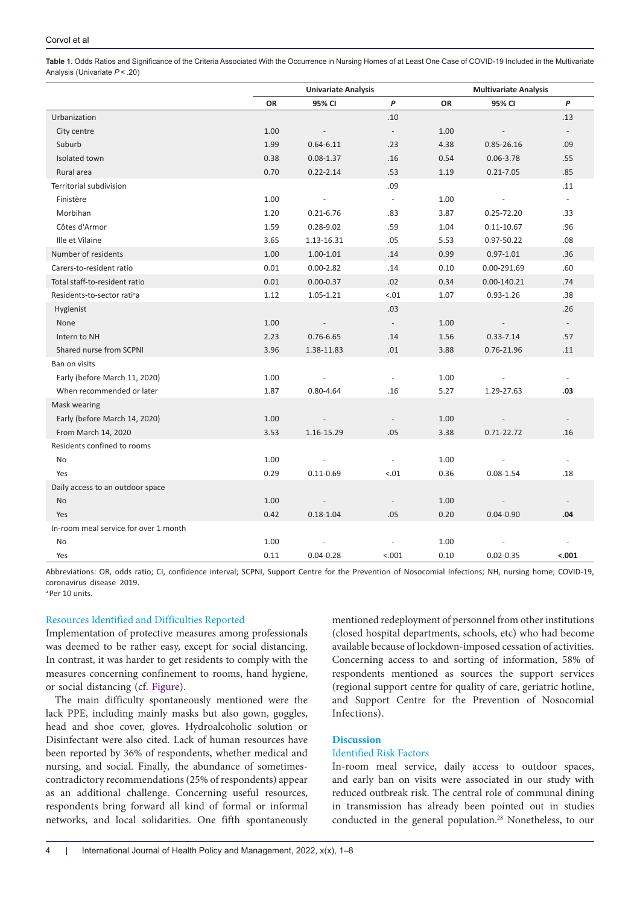**Table 1.** Odds Ratios and Significance of the Criteria Associated With the Occurrence in Nursing Homes of at Least One Case of COVID-19 Included in the Multivariate Analysis (Univariate $P < .20$)

| | Univariate Analysis | | | Multivariate Analysis | | |
|---|---|---|---|---|---|---|
| | OR | 95% CI | P | OR | 95% CI | P |
| Urbanization | | | .10 | | | .13 |
| City centre | 1.00 | - | - | 1.00 | - | - |
| Suburb | 1.99 | 0.64-6.11 | .23 | 4.38 | 0.85-26.16 | .09 |
| Isolated town | 0.38 | 0.08-1.37 | .16 | 0.54 | 0.06-3.78 | .55 |
| Rural area | 0.70 | 0.22-2.14 | .53 | 1.19 | 0.21-7.05 | .85 |
| Territorial subdivision | | | .09 | | | .11 |
| Finistère | 1.00 | - | - | 1.00 | - | - |
| Morbihan | 1.20 | 0.21-6.76 | .83 | 3.87 | 0.25-72.20 | .33 |
| Côtes d'Armor | 1.59 | 0.28-9.02 | .59 | 1.04 | 0.11-10.67 | .96 |
| Ille et Vilaine | 3.65 | 1.13-16.31 | .05 | 5.53 | 0.97-50.22 | .08 |
| Number of residents | 1.00 | 1.00-1.01 | .14 | 0.99 | 0.97-1.01 | .36 |
| Carers-to-resident ratio | 0.01 | 0.00-2.82 | .14 | 0.10 | 0.00-291.69 | .60 |
| Total staff-to-resident ratio | 0.01 | 0.00-0.37 | .02 | 0.34 | 0.00-140.21 | .74 |
| Residents-to-sector ratio[a] | 1.12 | 1.05-1.21 | <.01 | 1.07 | 0.93-1.26 | .38 |
| Hygienist | | | .03 | | | .26 |
| None | 1.00 | - | - | 1.00 | - | - |
| Intern to NH | 2.23 | 0.76-6.65 | .14 | 1.56 | 0.33-7.14 | .57 |
| Shared nurse from SCPNI | 3.96 | 1.38-11.83 | .01 | 3.88 | 0.76-21.96 | .11 |
| Ban on visits | | | | | | |
| Early (before March 11, 2020) | 1.00 | - | - | 1.00 | - | - |
| When recommended or later | 1.87 | 0.80-4.64 | .16 | 5.27 | 1.29-27.63 | **.03** |
| Mask wearing | | | | | | |
| Early (before March 14, 2020) | 1.00 | - | - | 1.00 | - | - |
| From March 14, 2020 | 3.53 | 1.16-15.29 | .05 | 3.38 | 0.71-22.72 | .16 |
| Residents confined to rooms | | | | | | |
| No | 1.00 | - | - | 1.00 | - | - |
| Yes | 0.29 | 0.11-0.69 | <.01 | 0.36 | 0.08-1.54 | .18 |
| Daily access to an outdoor space | | | | | | |
| No | 1.00 | - | - | 1.00 | - | - |
| Yes | 0.42 | 0.18-1.04 | .05 | 0.20 | 0.04-0.90 | **.04** |
| In-room meal service for over 1 month | | | | | | |
| No | 1.00 | - | - | 1.00 | - | - |
| Yes | 0.11 | 0.04-0.28 | <.001 | 0.10 | 0.02-0.35 | **<.001** |

Abbreviations: OR, odds ratio; CI, confidence interval; SCPNI, Support Centre for the Prevention of Nosocomial Infections; NH, nursing home; COVID-19, coronavirus disease 2019.
[a] Per 10 units.

### Resources Identified and Difficulties Reported

Implementation of protective measures among professionals was deemed to be rather easy, except for social distancing. In contrast, it was harder to get residents to comply with the measures concerning confinement to rooms, hand hygiene, or social distancing (cf. Figure).

The main difficulty spontaneously mentioned were the lack PPE, including mainly masks but also gown, goggles, head and shoe cover, gloves. Hydroalcoholic solution or Disinfectant were also cited. Lack of human resources have been reported by 36% of respondents, whether medical and nursing, and social. Finally, the abundance of sometimes-contradictory recommendations (25% of respondents) appear as an additional challenge. Concerning useful resources, respondents bring forward all kind of formal or informal networks, and local solidarities. One fifth spontaneously mentioned redeployment of personnel from other institutions (closed hospital departments, schools, etc) who had become available because of lockdown-imposed cessation of activities. Concerning access to and sorting of information, 58% of respondents mentioned as sources the support services (regional support centre for quality of care, geriatric hotline, and Support Centre for the Prevention of Nosocomial Infections).

## Discussion

### Identified Risk Factors

In-room meal service, daily access to outdoor spaces, and early ban on visits were associated in our study with reduced outbreak risk. The central role of communal dining in transmission has already been pointed out in studies conducted in the general population.[28] Nonetheless, to our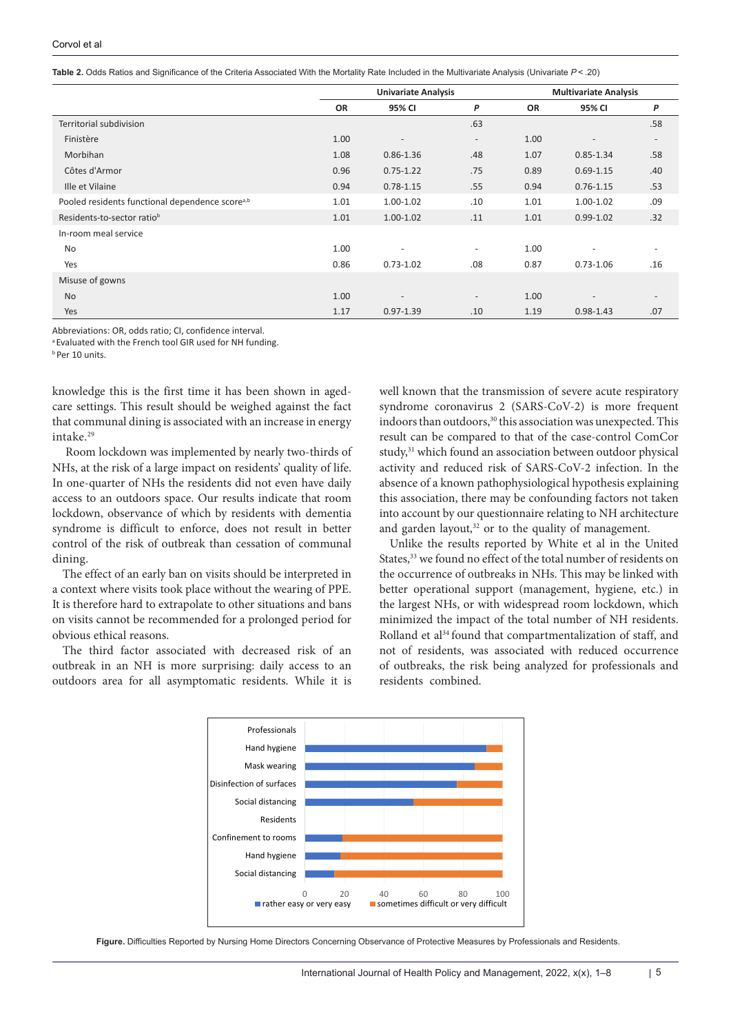**Table 2.** Odds Ratios and Significance of the Criteria Associated With the Mortality Rate Included in the Multivariate Analysis (Univariate *P* < .20)

| | Univariate Analysis | | | Multivariate Analysis | | |
|---|---|---|---|---|---|---|
| | **OR** | **95% CI** | ***P*** | **OR** | **95% CI** | ***P*** |
| Territorial subdivision | | | .63 | | | .58 |
| Finistère | 1.00 | - | - | 1.00 | - | - |
| Morbihan | 1.08 | 0.86-1.36 | .48 | 1.07 | 0.85-1.34 | .58 |
| Côtes d'Armor | 0.96 | 0.75-1.22 | .75 | 0.89 | 0.69-1.15 | .40 |
| Ille et Vilaine | 0.94 | 0.78-1.15 | .55 | 0.94 | 0.76-1.15 | .53 |
| Pooled residents functional dependence score[a,b] | 1.01 | 1.00-1.02 | .10 | 1.01 | 1.00-1.02 | .09 |
| Residents-to-sector ratio[b] | 1.01 | 1.00-1.02 | .11 | 1.01 | 0.99-1.02 | .32 |
| In-room meal service | | | | | | |
| No | 1.00 | - | - | 1.00 | - | - |
| Yes | 0.86 | 0.73-1.02 | .08 | 0.87 | 0.73-1.06 | .16 |
| Misuse of gowns | | | | | | |
| No | 1.00 | - | - | 1.00 | - | - |
| Yes | 1.17 | 0.97-1.39 | .10 | 1.19 | 0.98-1.43 | .07 |

Abbreviations: OR, odds ratio; CI, confidence interval.
[a] Evaluated with the French tool GIR used for NH funding.
[b] Per 10 units.

knowledge this is the first time it has been shown in aged-care settings. This result should be weighed against the fact that communal dining is associated with an increase in energy intake.[29]

Room lockdown was implemented by nearly two-thirds of NHs, at the risk of a large impact on residents' quality of life. In one-quarter of NHs the residents did not even have daily access to an outdoors space. Our results indicate that room lockdown, observance of which by residents with dementia syndrome is difficult to enforce, does not result in better control of the risk of outbreak than cessation of communal dining.

The effect of an early ban on visits should be interpreted in a context where visits took place without the wearing of PPE. It is therefore hard to extrapolate to other situations and bans on visits cannot be recommended for a prolonged period for obvious ethical reasons.

The third factor associated with decreased risk of an outbreak in an NH is more surprising: daily access to an outdoors area for all asymptomatic residents. While it is well known that the transmission of severe acute respiratory syndrome coronavirus 2 (SARS-CoV-2) is more frequent indoors than outdoors,[30] this association was unexpected. This result can be compared to that of the case-control ComCor study,[31] which found an association between outdoor physical activity and reduced risk of SARS-CoV-2 infection. In the absence of a known pathophysiological hypothesis explaining this association, there may be confounding factors not taken into account by our questionnaire relating to NH architecture and garden layout,[32] or to the quality of management.

Unlike the results reported by White et al in the United States,[33] we found no effect of the total number of residents on the occurrence of outbreaks in NHs. This may be linked with better operational support (management, hygiene, etc.) in the largest NHs, or with widespread room lockdown, which minimized the impact of the total number of NH residents. Rolland et al[34] found that compartmentalization of staff, and not of residents, was associated with reduced occurrence of outbreaks, the risk being analyzed for professionals and residents combined.

**Figure.** Difficulties Reported by Nursing Home Directors Concerning Observance of Protective Measures by Professionals and Residents.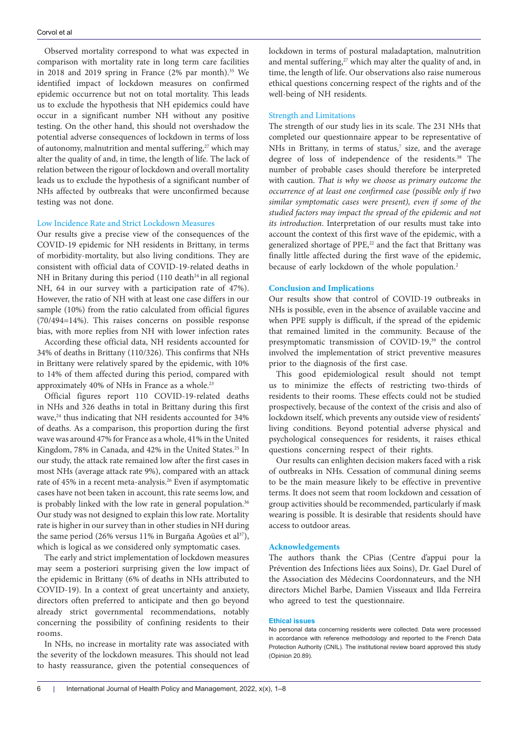Observed mortality correspond to what was expected in comparison with mortality rate in long term care facilities in 2018 and 2019 spring in France (2% par month).[35] We identified impact of lockdown measures on confirmed epidemic occurrence but not on total mortality. This leads us to exclude the hypothesis that NH epidemics could have occur in a significant number NH without any positive testing. On the other hand, this should not overshadow the potential adverse consequences of lockdown in terms of loss of autonomy, malnutrition and mental suffering,[27] which may alter the quality of and, in time, the length of life. The lack of relation between the rigour of lockdown and overall mortality leads us to exclude the hypothesis of a significant number of NHs affected by outbreaks that were unconfirmed because testing was not done.

### Low Incidence Rate and Strict Lockdown Measures

Our results give a precise view of the consequences of the COVID-19 epidemic for NH residents in Brittany, in terms of morbidity-mortality, but also living conditions. They are consistent with official data of COVID-19-related deaths in NH in Britany during this period (110 death[24] in all regional NH, 64 in our survey with a participation rate of 47%). However, the ratio of NH with at least one case differs in our sample (10%) from the ratio calculated from official figures (70/494=14%). This raises concerns on possible response bias, with more replies from NH with lower infection rates

According these official data, NH residents accounted for 34% of deaths in Brittany (110/326). This confirms that NHs in Brittany were relatively spared by the epidemic, with 10% to 14% of them affected during this period, compared with approximately 40% of NHs in France as a whole.[23]

Official figures report 110 COVID-19-related deaths in NHs and 326 deaths in total in Brittany during this first wave,[24] thus indicating that NH residents accounted for 34% of deaths. As a comparison, this proportion during the first wave was around 47% for France as a whole, 41% in the United Kingdom, 78% in Canada, and 42% in the United States.[25] In our study, the attack rate remained low after the first cases in most NHs (average attack rate 9%), compared with an attack rate of 45% in a recent meta-analysis.[26] Even if asymptomatic cases have not been taken in account, this rate seems low, and is probably linked with the low rate in general population.[36] Our study was not designed to explain this low rate. Mortality rate is higher in our survey than in other studies in NH during the same period (26% versus 11% in Burgaña Agoües et al[37]), which is logical as we considered only symptomatic cases.

The early and strict implementation of lockdown measures may seem a posteriori surprising given the low impact of the epidemic in Brittany (6% of deaths in NHs attributed to COVID-19). In a context of great uncertainty and anxiety, directors often preferred to anticipate and then go beyond already strict governmental recommendations, notably concerning the possibility of confining residents to their rooms.

In NHs, no increase in mortality rate was associated with the severity of the lockdown measures. This should not lead to hasty reassurance, given the potential consequences of lockdown in terms of postural maladaptation, malnutrition and mental suffering,[27] which may alter the quality of and, in time, the length of life. Our observations also raise numerous ethical questions concerning respect of the rights and of the well-being of NH residents.

### Strength and Limitations

The strength of our study lies in its scale. The 231 NHs that completed our questionnaire appear to be representative of NHs in Brittany, in terms of status,[7] size, and the average degree of loss of independence of the residents.[38] The number of probable cases should therefore be interpreted with caution. *That is why we choose as primary outcome the occurrence of at least one confirmed case (possible only if two similar symptomatic cases were present), even if some of the studied factors may impact the spread of the epidemic and not its introduction*. Interpretation of our results must take into account the context of this first wave of the epidemic, with a generalized shortage of PPE,[22] and the fact that Brittany was finally little affected during the first wave of the epidemic, because of early lockdown of the whole population.[2]

## Conclusion and Implications

Our results show that control of COVID-19 outbreaks in NHs is possible, even in the absence of available vaccine and when PPE supply is difficult, if the spread of the epidemic that remained limited in the community. Because of the presymptomatic transmission of COVID-19,[39] the control involved the implementation of strict preventive measures prior to the diagnosis of the first case.

This good epidemiological result should not tempt us to minimize the effects of restricting two-thirds of residents to their rooms. These effects could not be studied prospectively, because of the context of the crisis and also of lockdown itself, which prevents any outside view of residents' living conditions. Beyond potential adverse physical and psychological consequences for residents, it raises ethical questions concerning respect of their rights.

Our results can enlighten decision makers faced with a risk of outbreaks in NHs. Cessation of communal dining seems to be the main measure likely to be effective in preventive terms. It does not seem that room lockdown and cessation of group activities should be recommended, particularly if mask wearing is possible. It is desirable that residents should have access to outdoor areas.

## Acknowledgements

The authors thank the CPias (Centre d'appui pour la Prévention des Infections liées aux Soins), Dr. Gael Durel of the Association des Médecins Coordonnateurs, and the NH directors Michel Barbe, Damien Visseaux and Ilda Ferreira who agreed to test the questionnaire.

### Ethical issues

No personal data concerning residents were collected. Data were processed in accordance with reference methodology and reported to the French Data Protection Authority (CNIL). The institutional review board approved this study (Opinion 20.89).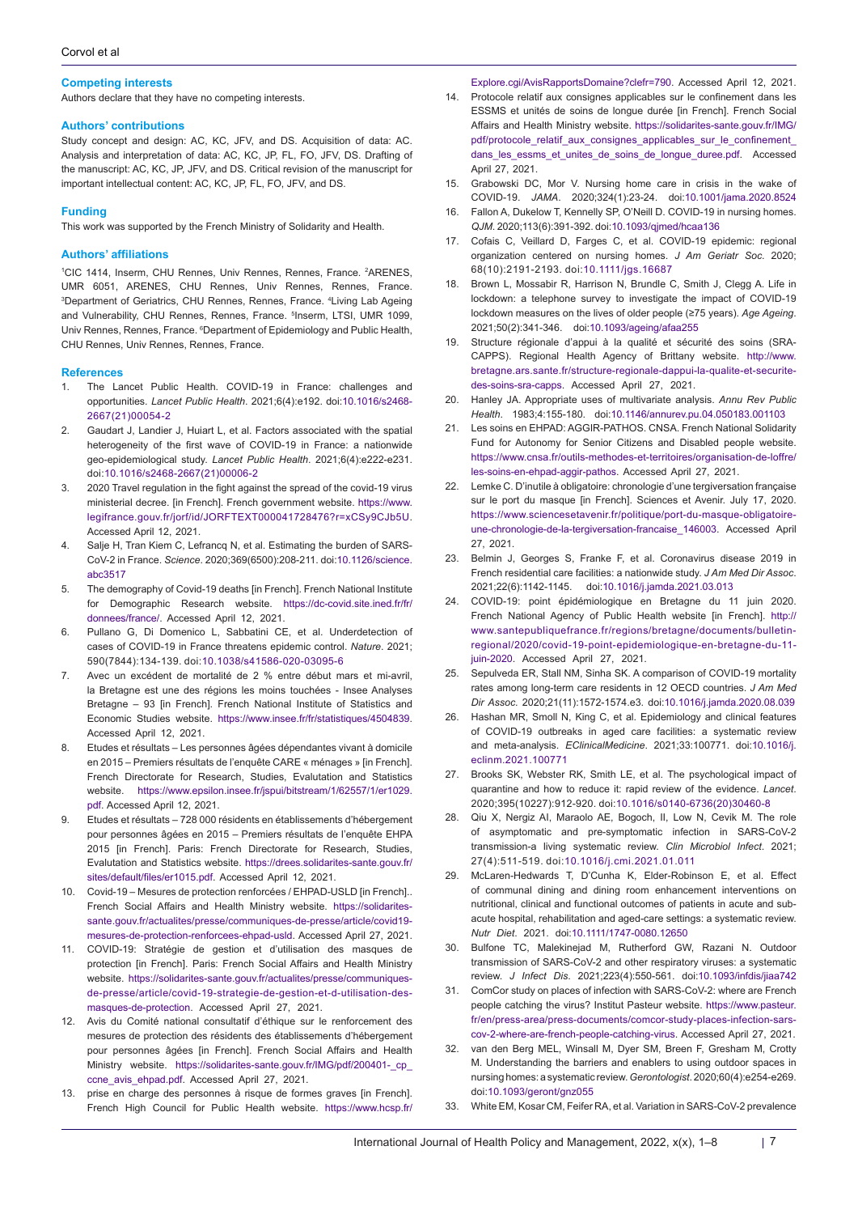## Competing interests

Authors declare that they have no competing interests.

## Authors' contributions

Study concept and design: AC, KC, JFV, and DS. Acquisition of data: AC. Analysis and interpretation of data: AC, KC, JP, FL, FO, JFV, DS. Drafting of the manuscript: AC, KC, JP, JFV, and DS. Critical revision of the manuscript for important intellectual content: AC, KC, JP, FL, FO, JFV, and DS.

## Funding

This work was supported by the French Ministry of Solidarity and Health.

## Authors' affiliations

[1]CIC 1414, Inserm, CHU Rennes, Univ Rennes, Rennes, France. [2]ARENES, UMR 6051, ARENES, CHU Rennes, Univ Rennes, Rennes, France. [3]Department of Geriatrics, CHU Rennes, Rennes, France. [4]Living Lab Ageing and Vulnerability, CHU Rennes, Rennes, France. [5]Inserm, LTSI, UMR 1099, Univ Rennes, Rennes, France. [6]Department of Epidemiology and Public Health, CHU Rennes, Univ Rennes, Rennes, France.

## References

1. The Lancet Public Health. COVID-19 in France: challenges and opportunities. *Lancet Public Health*. 2021;6(4):e192. doi:10.1016/s2468-2667(21)00054-2
2. Gaudart J, Landier J, Huiart L, et al. Factors associated with the spatial heterogeneity of the first wave of COVID-19 in France: a nationwide geo-epidemiological study. *Lancet Public Health*. 2021;6(4):e222-e231. doi:10.1016/s2468-2667(21)00006-2
3. 2020 Travel regulation in the fight against the spread of the covid-19 virus ministerial decree. [in French]. French government website. https://www.legifrance.gouv.fr/jorf/id/JORFTEXT000041728476?r=xCSy9CJb5U. Accessed April 12, 2021.
4. Salje H, Tran Kiem C, Lefrancq N, et al. Estimating the burden of SARS-CoV-2 in France. *Science*. 2020;369(6500):208-211. doi:10.1126/science.abc3517
5. The demography of Covid-19 deaths [in French]. French National Institute for Demographic Research website. https://dc-covid.site.ined.fr/fr/donnees/france/. Accessed April 12, 2021.
6. Pullano G, Di Domenico L, Sabbatini CE, et al. Underdetection of cases of COVID-19 in France threatens epidemic control. *Nature*. 2021; 590(7844):134-139. doi:10.1038/s41586-020-03095-6
7. Avec un excédent de mortalité de 2 % entre début mars et mi-avril, la Bretagne est une des régions les moins touchées - Insee Analyses Bretagne – 93 [in French]. French National Institute of Statistics and Economic Studies website. https://www.insee.fr/fr/statistiques/4504839. Accessed April 12, 2021.
8. Etudes et résultats – Les personnes âgées dépendantes vivant à domicile en 2015 – Premiers résultats de l'enquête CARE « ménages » [in French]. French Directorate for Research, Studies, Evaluation and Statistics website. https://www.epsilon.insee.fr/jspui/bitstream/1/62557/1/er1029.pdf. Accessed April 12, 2021.
9. Etudes et résultats – 728 000 résidents en établissements d'hébergement pour personnes âgées en 2015 – Premiers résultats de l'enquête EHPA 2015 [in French]. Paris: French Directorate for Research, Studies, Evaluation and Statistics website. https://drees.solidarites-sante.gouv.fr/sites/default/files/er1015.pdf. Accessed April 12, 2021.
10. Covid-19 – Mesures de protection renforcées / EHPAD-USLD [in French].. French Social Affairs and Health Ministry website. https://solidarites-sante.gouv.fr/actualites/presse/communiques-de-presse/article/covid19-mesures-de-protection-renforcees-ehpad-usld. Accessed April 27, 2021.
11. COVID-19: Stratégie de gestion et d'utilisation des masques de protection [in French]. Paris: French Social Affairs and Health Ministry website. https://solidarites-sante.gouv.fr/actualites/presse/communiques-de-presse/article/covid-19-strategie-de-gestion-et-d-utilisation-des-masques-de-protection. Accessed April 27, 2021.
12. Avis du Comité national consultatif d'éthique sur le renforcement des mesures de protection des résidents des établissements d'hébergement pour personnes âgées [in French]. French Social Affairs and Health Ministry website. https://solidarites-sante.gouv.fr/IMG/pdf/200401-_cp_ccne_avis_ehpad.pdf. Accessed April 27, 2021.
13. prise en charge des personnes à risque de formes graves [in French]. French High Council for Public Health website. https://www.hcsp.fr/Explore.cgi/AvisRapportsDomaine?clefr=790. Accessed April 12, 2021.
14. Protocole relatif aux consignes applicables sur le confinement dans les ESSMS et unités de soins de longue durée [in French]. French Social Affairs and Health Ministry website. https://solidarites-sante.gouv.fr/IMG/pdf/protocole_relatif_aux_consignes_applicables_sur_le_confinement_dans_les_essms_et_unites_de_soins_de_longue_duree.pdf. Accessed April 27, 2021.
15. Grabowski DC, Mor V. Nursing home care in crisis in the wake of COVID-19. *JAMA*. 2020;324(1):23-24. doi:10.1001/jama.2020.8524
16. Fallon A, Dukelow T, Kennelly SP, O'Neill D. COVID-19 in nursing homes. *QJM*. 2020;113(6):391-392. doi:10.1093/qjmed/hcaa136
17. Cofais C, Veillard D, Farges C, et al. COVID-19 epidemic: regional organization centered on nursing homes. *J Am Geriatr Soc*. 2020; 68(10):2191-2193. doi:10.1111/jgs.16687
18. Brown L, Mossabir R, Harrison N, Brundle C, Smith J, Clegg A. Life in lockdown: a telephone survey to investigate the impact of COVID-19 lockdown measures on the lives of older people (≥75 years). *Age Ageing*. 2021;50(2):341-346. doi:10.1093/ageing/afaa255
19. Structure régionale d'appui à la qualité et sécurité des soins (SRA-CAPPS). Regional Health Agency of Brittany website. http://www.bretagne.ars.sante.fr/structure-regionale-dappui-la-qualite-et-securite-des-soins-sra-capps. Accessed April 27, 2021.
20. Hanley JA. Appropriate uses of multivariate analysis. *Annu Rev Public Health*. 1983;4:155-180. doi:10.1146/annurev.pu.04.050183.001103
21. Les soins en EHPAD: AGGIR-PATHOS. CNSA. French National Solidarity Fund for Autonomy for Senior Citizens and Disabled people website. https://www.cnsa.fr/outils-methodes-et-territoires/organisation-de-loffre/les-soins-en-ehpad-aggir-pathos. Accessed April 27, 2021.
22. Lemke C. D'inutile à obligatoire: chronologie d'une tergiversation française sur le port du masque [in French]. Sciences et Avenir. July 17, 2020. https://www.sciencesetavenir.fr/politique/port-du-masque-obligatoire-une-chronologie-de-la-tergiversation-francaise_146003. Accessed April 27, 2021.
23. Belmin J, Georges S, Franke F, et al. Coronavirus disease 2019 in French residential care facilities: a nationwide study. *J Am Med Dir Assoc*. 2021;22(6):1142-1145. doi:10.1016/j.jamda.2021.03.013
24. COVID-19: point épidémiologique en Bretagne du 11 juin 2020. French National Agency of Public Health website [in French]. http://www.santepubliquefrance.fr/regions/bretagne/documents/bulletin-regional/2020/covid-19-point-epidemiologique-en-bretagne-du-11-juin-2020. Accessed April 27, 2021.
25. Sepulveda ER, Stall NM, Sinha SK. A comparison of COVID-19 mortality rates among long-term care residents in 12 OECD countries. *J Am Med Dir Assoc*. 2020;21(11):1572-1574.e3. doi:10.1016/j.jamda.2020.08.039
26. Hashan MR, Smoll N, King C, et al. Epidemiology and clinical features of COVID-19 outbreaks in aged care facilities: a systematic review and meta-analysis. *EClinicalMedicine*. 2021;33:100771. doi:10.1016/j.eclinm.2021.100771
27. Brooks SK, Webster RK, Smith LE, et al. The psychological impact of quarantine and how to reduce it: rapid review of the evidence. *Lancet*. 2020;395(10227):912-920. doi:10.1016/s0140-6736(20)30460-8
28. Qiu X, Nergiz AI, Maraolo AE, Bogoch, II, Low N, Cevik M. The role of asymptomatic and pre-symptomatic infection in SARS-CoV-2 transmission-a living systematic review. *Clin Microbiol Infect*. 2021; 27(4):511-519. doi:10.1016/j.cmi.2021.01.011
29. McLaren-Hedwards T, D'Cunha K, Elder-Robinson E, et al. Effect of communal dining and dining room enhancement interventions on nutritional, clinical and functional outcomes of patients in acute and sub-acute hospital, rehabilitation and aged-care settings: a systematic review. *Nutr Diet*. 2021. doi:10.1111/1747-0080.12650
30. Bulfone TC, Malekinejad M, Rutherford GW, Razani N. Outdoor transmission of SARS-CoV-2 and other respiratory viruses: a systematic review. *J Infect Dis*. 2021;223(4):550-561. doi:10.1093/infdis/jiaa742
31. ComCor study on places of infection with SARS-CoV-2: where are French people catching the virus? Institut Pasteur website. https://www.pasteur.fr/en/press-area/press-documents/comcor-study-places-infection-sars-cov-2-where-are-french-people-catching-virus. Accessed April 27, 2021.
32. van den Berg MEL, Winsall M, Dyer SM, Breen F, Gresham M, Crotty M. Understanding the barriers and enablers to using outdoor spaces in nursing homes: a systematic review. *Gerontologist*. 2020;60(4):e254-e269. doi:10.1093/geront/gnz055
33. White EM, Kosar CM, Feifer RA, et al. Variation in SARS-CoV-2 prevalence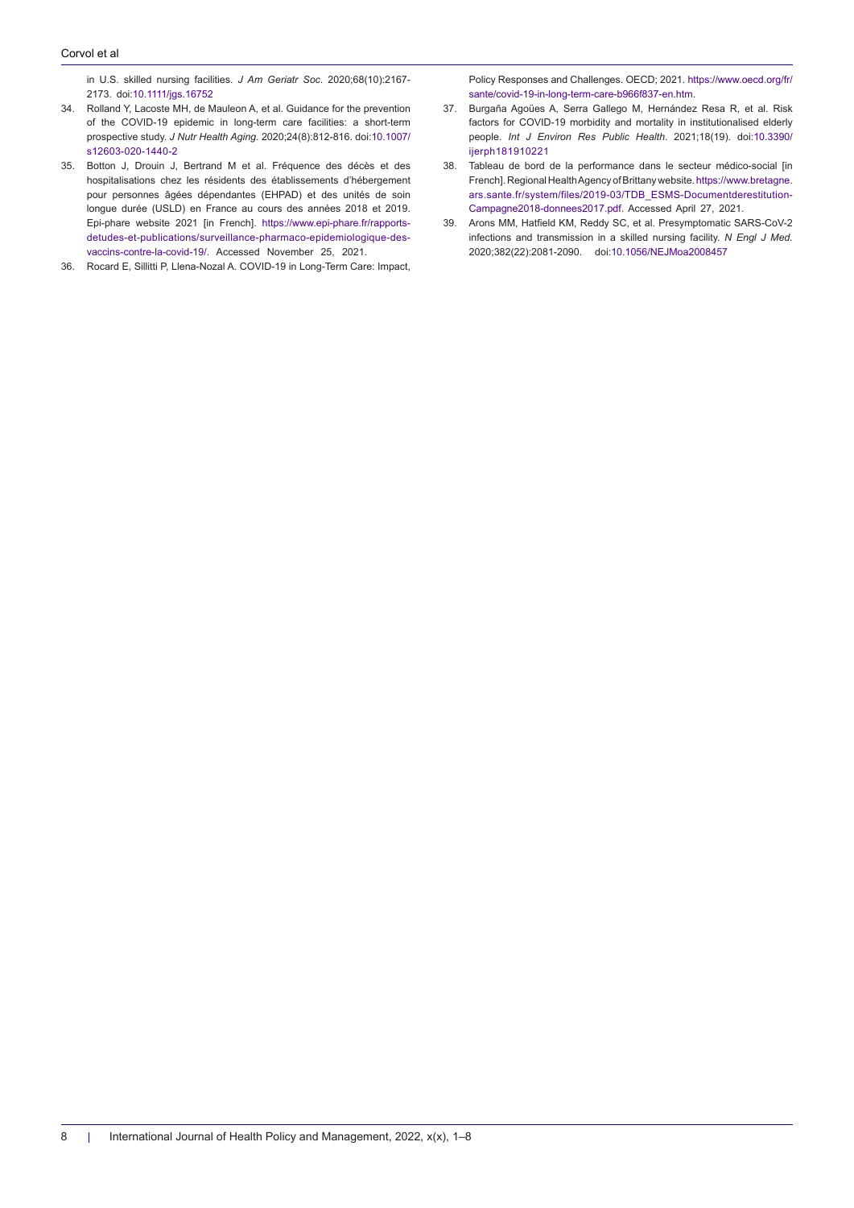in U.S. skilled nursing facilities. *J Am Geriatr Soc*. 2020;68(10):2167-2173. doi:10.1111/jgs.16752

34. Rolland Y, Lacoste MH, de Mauleon A, et al. Guidance for the prevention of the COVID-19 epidemic in long-term care facilities: a short-term prospective study. *J Nutr Health Aging*. 2020;24(8):812-816. doi:10.1007/s12603-020-1440-2
35. Botton J, Drouin J, Bertrand M et al. Fréquence des décès et des hospitalisations chez les résidents des établissements d'hébergement pour personnes âgées dépendantes (EHPAD) et des unités de soin longue durée (USLD) en France au cours des années 2018 et 2019. Epi-phare website 2021 [in French]. https://www.epi-phare.fr/rapports-detudes-et-publications/surveillance-pharmaco-epidemiologique-des-vaccins-contre-la-covid-19/. Accessed November 25, 2021.
36. Rocard E, Sillitti P, Llena-Nozal A. COVID-19 in Long-Term Care: Impact, Policy Responses and Challenges. OECD; 2021. https://www.oecd.org/fr/sante/covid-19-in-long-term-care-b966f837-en.htm.
37. Burgaña Agoües A, Serra Gallego M, Hernández Resa R, et al. Risk factors for COVID-19 morbidity and mortality in institutionalised elderly people. *Int J Environ Res Public Health*. 2021;18(19). doi:10.3390/ijerph181910221
38. Tableau de bord de la performance dans le secteur médico-social [in French]. Regional Health Agency of Brittany website. https://www.bretagne.ars.sante.fr/system/files/2019-03/TDB_ESMS-Documentderestitution-Campagne2018-donnees2017.pdf. Accessed April 27, 2021.
39. Arons MM, Hatfield KM, Reddy SC, et al. Presymptomatic SARS-CoV-2 infections and transmission in a skilled nursing facility. *N Engl J Med*. 2020;382(22):2081-2090. doi:10.1056/NEJMoa2008457